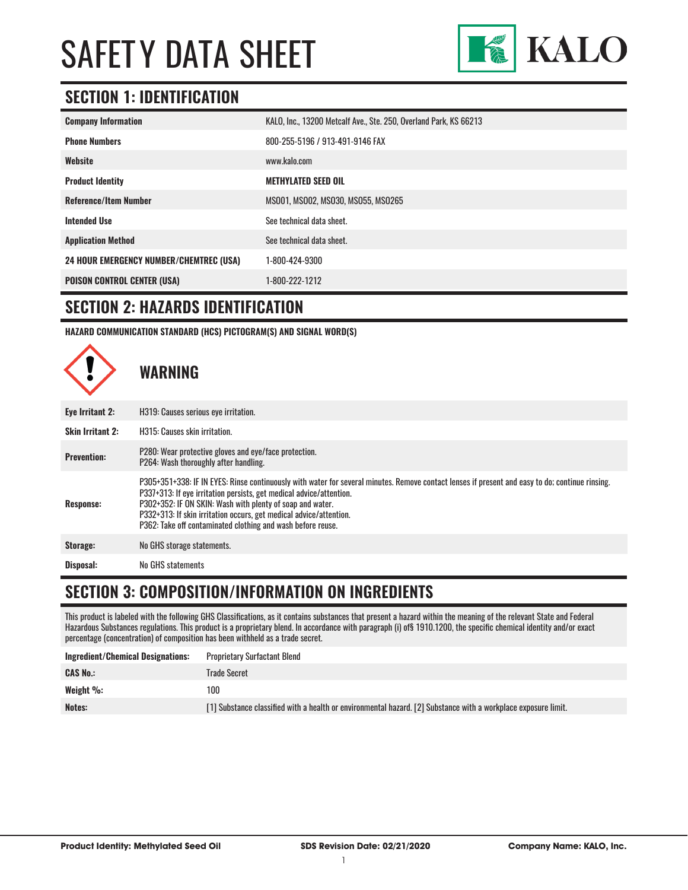# SAFETY DATA SHEET

KALO

## SECTION 1: IDENTIFICATION

| | |
|---|---|
| **Company Information** | KALO, Inc., 13200 Metcalf Ave., Ste. 250, Overland Park, KS 66213 |
| **Phone Numbers** | 800-255-5196 / 913-491-9146 FAX |
| **Website** | www.kalo.com |
| **Product Identity** | **METHYLATED SEED OIL** |
| **Reference/Item Number** | MS001, MS002, MS030, MS055, MS0265 |
| **Intended Use** | See technical data sheet. |
| **Application Method** | See technical data sheet. |
| **24 HOUR EMERGENCY NUMBER/CHEMTREC (USA)** | 1-800-424-9300 |
| **POISON CONTROL CENTER (USA)** | 1-800-222-1212 |

## SECTION 2: HAZARDS IDENTIFICATION

**HAZARD COMMUNICATION STANDARD (HCS) PICTOGRAM(S) AND SIGNAL WORD(S)**

### WARNING

| | |
|---|---|
| **Eye Irritant 2:** | H319: Causes serious eye irritation. |
| **Skin Irritant 2:** | H315: Causes skin irritation. |
| **Prevention:** | P280: Wear protective gloves and eye/face protection.<br>P264: Wash thoroughly after handling. |
| **Response:** | P305+351+338: IF IN EYES: Rinse continuously with water for several minutes. Remove contact lenses if present and easy to do; continue rinsing.<br>P337+313: If eye irritation persists, get medical advice/attention.<br>P302+352: IF ON SKIN: Wash with plenty of soap and water.<br>P332+313: If skin irritation occurs, get medical advice/attention.<br>P362: Take off contaminated clothing and wash before reuse. |
| **Storage:** | No GHS storage statements. |
| **Disposal:** | No GHS statements |

## SECTION 3: COMPOSITION/INFORMATION ON INGREDIENTS

This product is labeled with the following GHS Classifications, as it contains substances that present a hazard within the meaning of the relevant State and Federal Hazardous Substances regulations. This product is a proprietary blend. In accordance with paragraph (i) of§ 1910.1200, the specific chemical identity and/or exact percentage (concentration) of composition has been withheld as a trade secret.

| | |
|---|---|
| **Ingredient/Chemical Designations:** | Proprietary Surfactant Blend |
| **CAS No.:** | Trade Secret |
| **Weight %:** | 100 |
| **Notes:** | [1] Substance classified with a health or environmental hazard. [2] Substance with a workplace exposure limit. |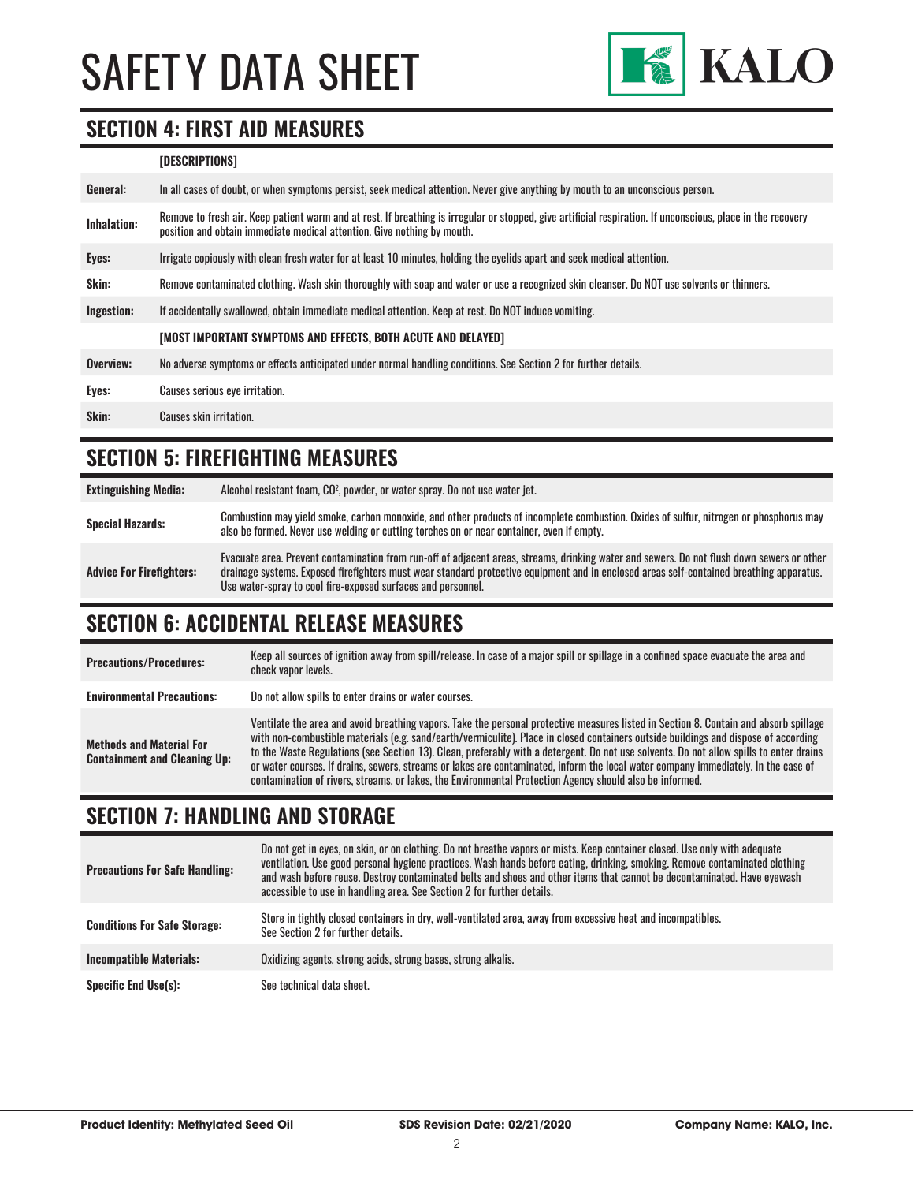# SAFETY DATA SHEET

## SECTION 4: FIRST AID MEASURES

| | [DESCRIPTIONS] |
|---|---|
| **General:** | In all cases of doubt, or when symptoms persist, seek medical attention. Never give anything by mouth to an unconscious person. |
| **Inhalation:** | Remove to fresh air. Keep patient warm and at rest. If breathing is irregular or stopped, give artificial respiration. If unconscious, place in the recovery position and obtain immediate medical attention. Give nothing by mouth. |
| **Eyes:** | Irrigate copiously with clean fresh water for at least 10 minutes, holding the eyelids apart and seek medical attention. |
| **Skin:** | Remove contaminated clothing. Wash skin thoroughly with soap and water or use a recognized skin cleanser. Do NOT use solvents or thinners. |
| **Ingestion:** | If accidentally swallowed, obtain immediate medical attention. Keep at rest. Do NOT induce vomiting. |
| | **[MOST IMPORTANT SYMPTOMS AND EFFECTS, BOTH ACUTE AND DELAYED]** |
| **Overview:** | No adverse symptoms or effects anticipated under normal handling conditions. See Section 2 for further details. |
| **Eyes:** | Causes serious eye irritation. |
| **Skin:** | Causes skin irritation. |

## SECTION 5: FIREFIGHTING MEASURES

| | |
|---|---|
| **Extinguishing Media:** | Alcohol resistant foam, $CO^2$, powder, or water spray. Do not use water jet. |
| **Special Hazards:** | Combustion may yield smoke, carbon monoxide, and other products of incomplete combustion. Oxides of sulfur, nitrogen or phosphorus may also be formed. Never use welding or cutting torches on or near container, even if empty. |
| **Advice For Firefighters:** | Evacuate area. Prevent contamination from run-off of adjacent areas, streams, drinking water and sewers. Do not flush down sewers or other drainage systems. Exposed firefighters must wear standard protective equipment and in enclosed areas self-contained breathing apparatus. Use water-spray to cool fire-exposed surfaces and personnel. |

## SECTION 6: ACCIDENTAL RELEASE MEASURES

| | |
|---|---|
| **Precautions/Procedures:** | Keep all sources of ignition away from spill/release. In case of a major spill or spillage in a confined space evacuate the area and check vapor levels. |
| **Environmental Precautions:** | Do not allow spills to enter drains or water courses. |
| **Methods and Material For Containment and Cleaning Up:** | Ventilate the area and avoid breathing vapors. Take the personal protective measures listed in Section 8. Contain and absorb spillage with non-combustible materials (e.g. sand/earth/vermiculite). Place in closed containers outside buildings and dispose of according to the Waste Regulations (see Section 13). Clean, preferably with a detergent. Do not use solvents. Do not allow spills to enter drains or water courses. If drains, sewers, streams or lakes are contaminated, inform the local water company immediately. In the case of contamination of rivers, streams, or lakes, the Environmental Protection Agency should also be informed. |

## SECTION 7: HANDLING AND STORAGE

| | |
|---|---|
| **Precautions For Safe Handling:** | Do not get in eyes, on skin, or on clothing. Do not breathe vapors or mists. Keep container closed. Use only with adequate ventilation. Use good personal hygiene practices. Wash hands before eating, drinking, smoking. Remove contaminated clothing and wash before reuse. Destroy contaminated belts and shoes and other items that cannot be decontaminated. Have eyewash accessible to use in handling area. See Section 2 for further details. |
| **Conditions For Safe Storage:** | Store in tightly closed containers in dry, well-ventilated area, away from excessive heat and incompatibles. See Section 2 for further details. |
| **Incompatible Materials:** | Oxidizing agents, strong acids, strong bases, strong alkalis. |
| **Specific End Use(s):** | See technical data sheet. |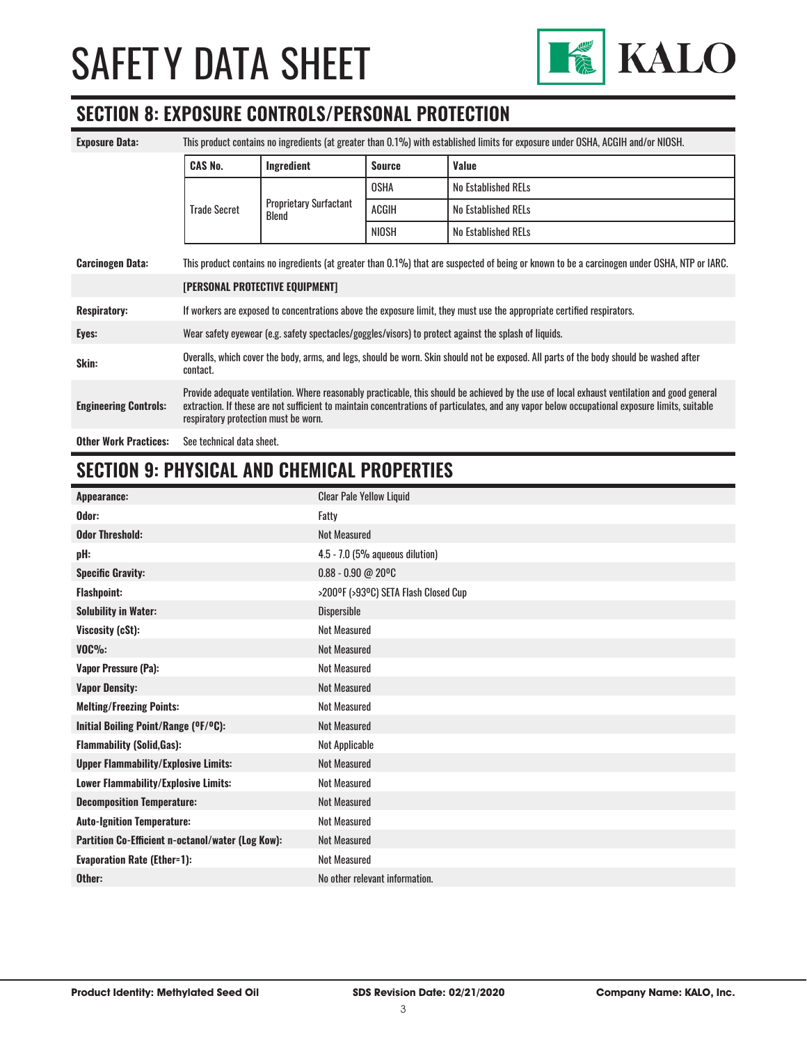# SAFETY DATA SHEET

## SECTION 8: EXPOSURE CONTROLS/PERSONAL PROTECTION

**Exposure Data:** This product contains no ingredients (at greater than 0.1%) with established limits for exposure under OSHA, ACGIH and/or NIOSH.

| CAS No. | Ingredient | Source | Value |
|---|---|---|---|
| Trade Secret | Proprietary Surfactant Blend | OSHA | No Established RELs |
| | | ACGIH | No Established RELs |
| | | NIOSH | No Established RELs |

**Carcinogen Data:** This product contains no ingredients (at greater than 0.1%) that are suspected of being or known to be a carcinogen under OSHA, NTP or IARC.

**[PERSONAL PROTECTIVE EQUIPMENT]**

**Respiratory:** If workers are exposed to concentrations above the exposure limit, they must use the appropriate certified respirators.

**Eyes:** Wear safety eyewear (e.g. safety spectacles/goggles/visors) to protect against the splash of liquids.

**Skin:** Overalls, which cover the body, arms, and legs, should be worn. Skin should not be exposed. All parts of the body should be washed after contact.

**Engineering Controls:** Provide adequate ventilation. Where reasonably practicable, this should be achieved by the use of local exhaust ventilation and good general extraction. If these are not sufficient to maintain concentrations of particulates, and any vapor below occupational exposure limits, suitable respiratory protection must be worn.

**Other Work Practices:** See technical data sheet.

## SECTION 9: PHYSICAL AND CHEMICAL PROPERTIES

| Property | Value |
|---|---|
| **Appearance:** | Clear Pale Yellow Liquid |
| **Odor:** | Fatty |
| **Odor Threshold:** | Not Measured |
| **pH:** | 4.5 - 7.0 (5% aqueous dilution) |
| **Specific Gravity:** | 0.88 - 0.90 @ 20ºC |
| **Flashpoint:** | >200ºF (>93ºC) SETA Flash Closed Cup |
| **Solubility in Water:** | Dispersible |
| **Viscosity (cSt):** | Not Measured |
| **VOC%:** | Not Measured |
| **Vapor Pressure (Pa):** | Not Measured |
| **Vapor Density:** | Not Measured |
| **Melting/Freezing Points:** | Not Measured |
| **Initial Boiling Point/Range (ºF/ºC):** | Not Measured |
| **Flammability (Solid,Gas):** | Not Applicable |
| **Upper Flammability/Explosive Limits:** | Not Measured |
| **Lower Flammability/Explosive Limits:** | Not Measured |
| **Decomposition Temperature:** | Not Measured |
| **Auto-Ignition Temperature:** | Not Measured |
| **Partition Co-Efficient n-octanol/water (Log Kow):** | Not Measured |
| **Evaporation Rate (Ether=1):** | Not Measured |
| **Other:** | No other relevant information. |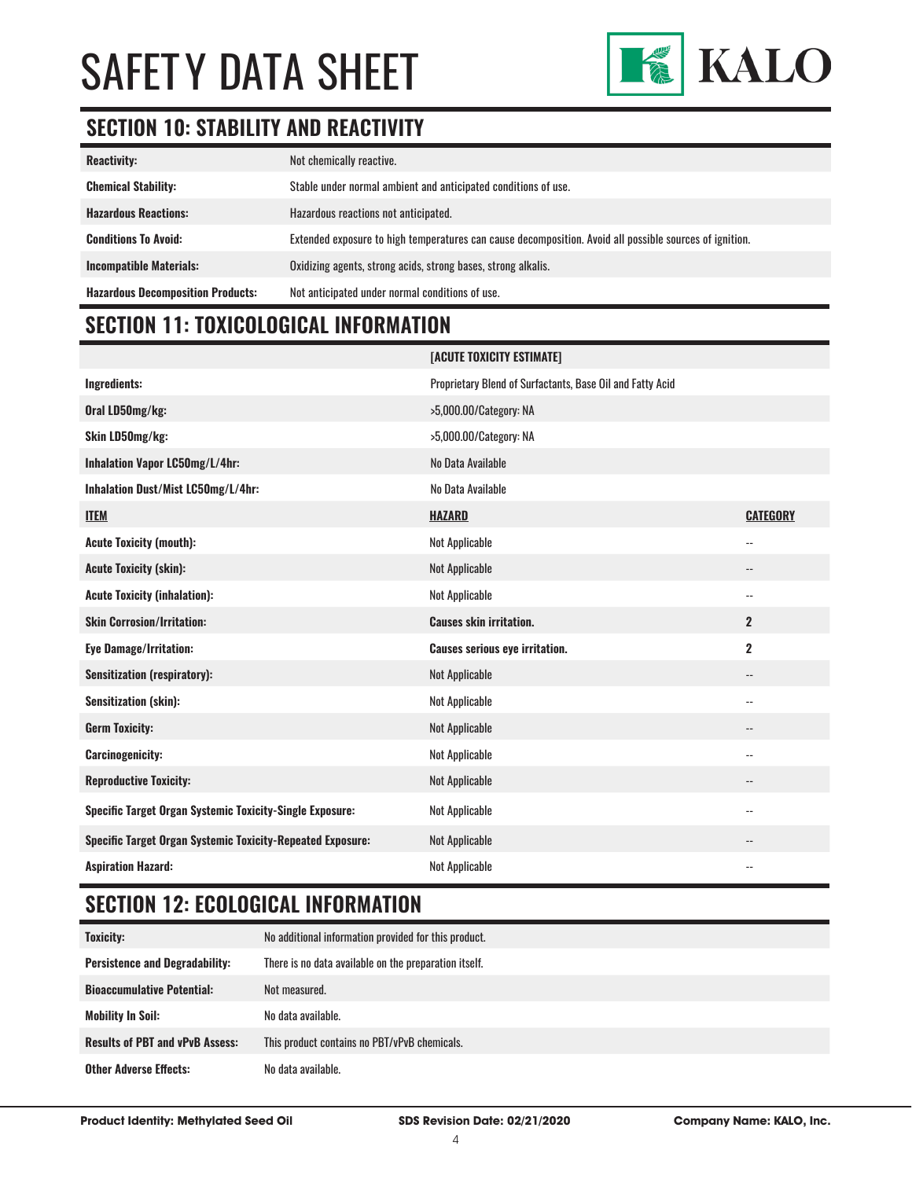# SAFETY DATA SHEET

## SECTION 10: STABILITY AND REACTIVITY

| | |
|---|---|
| **Reactivity:** | Not chemically reactive. |
| **Chemical Stability:** | Stable under normal ambient and anticipated conditions of use. |
| **Hazardous Reactions:** | Hazardous reactions not anticipated. |
| **Conditions To Avoid:** | Extended exposure to high temperatures can cause decomposition. Avoid all possible sources of ignition. |
| **Incompatible Materials:** | Oxidizing agents, strong acids, strong bases, strong alkalis. |
| **Hazardous Decomposition Products:** | Not anticipated under normal conditions of use. |

## SECTION 11: TOXICOLOGICAL INFORMATION

| | [ACUTE TOXICITY ESTIMATE] | |
|---|---|---|
| **Ingredients:** | Proprietary Blend of Surfactants, Base Oil and Fatty Acid | |
| **Oral LD50mg/kg:** | >5,000.00/Category: NA | |
| **Skin LD50mg/kg:** | >5,000.00/Category: NA | |
| **Inhalation Vapor LC50mg/L/4hr:** | No Data Available | |
| **Inhalation Dust/Mist LC50mg/L/4hr:** | No Data Available | |
| **ITEM** | **HAZARD** | **CATEGORY** |
| **Acute Toxicity (mouth):** | Not Applicable | -- |
| **Acute Toxicity (skin):** | Not Applicable | -- |
| **Acute Toxicity (inhalation):** | Not Applicable | -- |
| **Skin Corrosion/Irritation:** | **Causes skin irritation.** | **2** |
| **Eye Damage/Irritation:** | **Causes serious eye irritation.** | **2** |
| **Sensitization (respiratory):** | Not Applicable | -- |
| **Sensitization (skin):** | Not Applicable | -- |
| **Germ Toxicity:** | Not Applicable | -- |
| **Carcinogenicity:** | Not Applicable | -- |
| **Reproductive Toxicity:** | Not Applicable | -- |
| **Specific Target Organ Systemic Toxicity-Single Exposure:** | Not Applicable | -- |
| **Specific Target Organ Systemic Toxicity-Repeated Exposure:** | Not Applicable | -- |
| **Aspiration Hazard:** | Not Applicable | -- |

## SECTION 12: ECOLOGICAL INFORMATION

| | |
|---|---|
| **Toxicity:** | No additional information provided for this product. |
| **Persistence and Degradability:** | There is no data available on the preparation itself. |
| **Bioaccumulative Potential:** | Not measured. |
| **Mobility In Soil:** | No data available. |
| **Results of PBT and vPvB Assess:** | This product contains no PBT/vPvB chemicals. |
| **Other Adverse Effects:** | No data available. |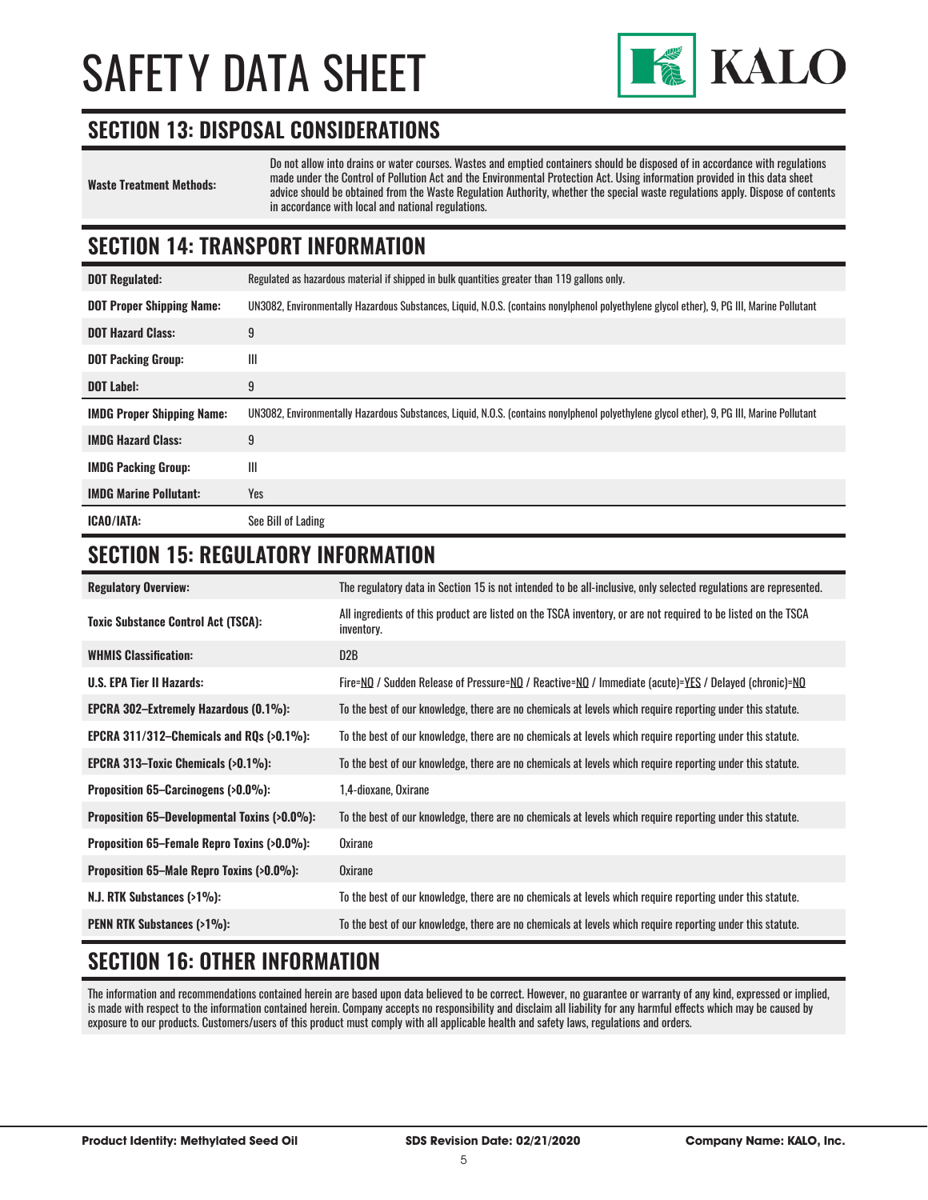## SECTION 13: DISPOSAL CONSIDERATIONS

| | |
|---|---|
| **Waste Treatment Methods:** | Do not allow into drains or water courses. Wastes and emptied containers should be disposed of in accordance with regulations made under the Control of Pollution Act and the Environmental Protection Act. Using information provided in this data sheet advice should be obtained from the Waste Regulation Authority, whether the special waste regulations apply. Dispose of contents in accordance with local and national regulations. |

## SECTION 14: TRANSPORT INFORMATION

| | |
|---|---|
| **DOT Regulated:** | Regulated as hazardous material if shipped in bulk quantities greater than 119 gallons only. |
| **DOT Proper Shipping Name:** | UN3082, Environmentally Hazardous Substances, Liquid, N.O.S. (contains nonylphenol polyethylene glycol ether), 9, PG III, Marine Pollutant |
| **DOT Hazard Class:** | 9 |
| **DOT Packing Group:** | III |
| **DOT Label:** | 9 |
| **IMDG Proper Shipping Name:** | UN3082, Environmentally Hazardous Substances, Liquid, N.O.S. (contains nonylphenol polyethylene glycol ether), 9, PG III, Marine Pollutant |
| **IMDG Hazard Class:** | 9 |
| **IMDG Packing Group:** | III |
| **IMDG Marine Pollutant:** | Yes |
| **ICAO/IATA:** | See Bill of Lading |

## SECTION 15: REGULATORY INFORMATION

| | |
|---|---|
| **Regulatory Overview:** | The regulatory data in Section 15 is not intended to be all-inclusive, only selected regulations are represented. |
| **Toxic Substance Control Act (TSCA):** | All ingredients of this product are listed on the TSCA inventory, or are not required to be listed on the TSCA inventory. |
| **WHMIS Classification:** | D2B |
| **U.S. EPA Tier II Hazards:** | Fire=NO / Sudden Release of Pressure=NO / Reactive=NO / Immediate (acute)=YES / Delayed (chronic)=NO |
| **EPCRA 302–Extremely Hazardous (0.1%):** | To the best of our knowledge, there are no chemicals at levels which require reporting under this statute. |
| **EPCRA 311/312–Chemicals and RQs (>0.1%):** | To the best of our knowledge, there are no chemicals at levels which require reporting under this statute. |
| **EPCRA 313–Toxic Chemicals (>0.1%):** | To the best of our knowledge, there are no chemicals at levels which require reporting under this statute. |
| **Proposition 65–Carcinogens (>0.0%):** | 1,4-dioxane, Oxirane |
| **Proposition 65–Developmental Toxins (>0.0%):** | To the best of our knowledge, there are no chemicals at levels which require reporting under this statute. |
| **Proposition 65–Female Repro Toxins (>0.0%):** | Oxirane |
| **Proposition 65–Male Repro Toxins (>0.0%):** | Oxirane |
| **N.J. RTK Substances (>1%):** | To the best of our knowledge, there are no chemicals at levels which require reporting under this statute. |
| **PENN RTK Substances (>1%):** | To the best of our knowledge, there are no chemicals at levels which require reporting under this statute. |

## SECTION 16: OTHER INFORMATION

The information and recommendations contained herein are based upon data believed to be correct. However, no guarantee or warranty of any kind, expressed or implied, is made with respect to the information contained herein. Company accepts no responsibility and disclaim all liability for any harmful effects which may be caused by exposure to our products. Customers/users of this product must comply with all applicable health and safety laws, regulations and orders.